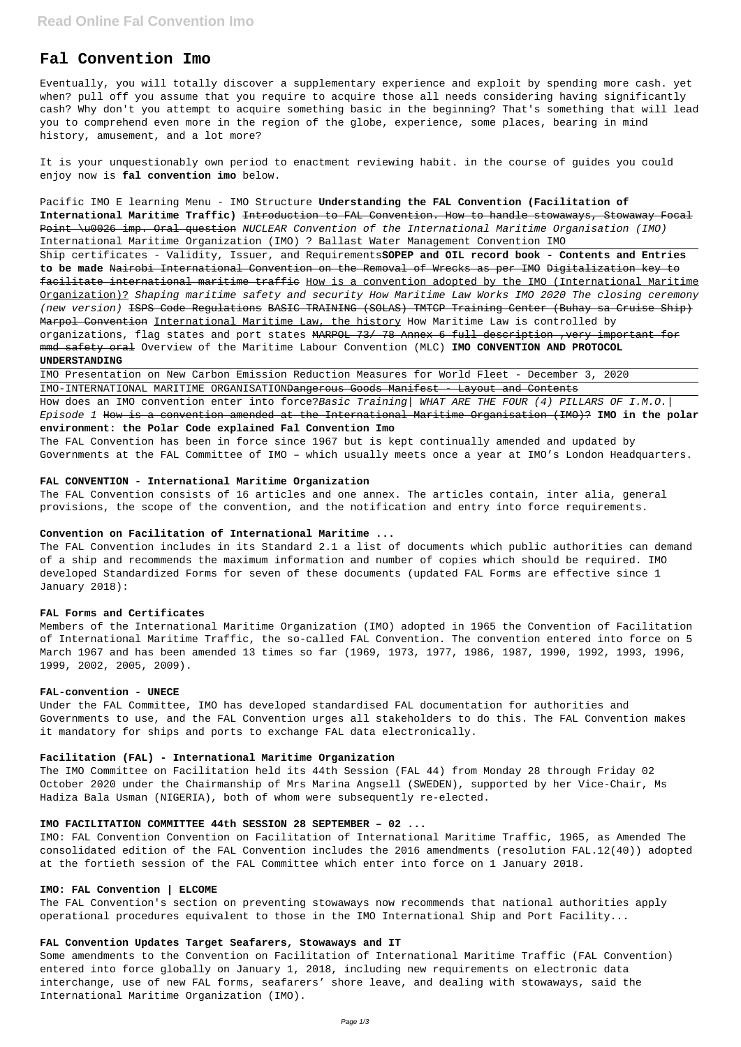# Fal Convention Imo

Eventually, you will totally discover a supplementary experience and exploit by spending more cash. yet when? pull off you assume that you require to acquire those all needs considering having significantly cash? Why don't you attempt to acquire something basic in the beginning? That's something that will lead you to comprehend even more in the region of the globe, experience, some places, bearing in mind history, amusement, and a lot more?

It is your unquestionably own period to enactment reviewing habit. in the course of guides you could enjoy now is **fal convention imo** below.

Pacific IMO E learning Menu - IMO Structure **Understanding the FAL Convention (Facilitation of International Maritime Traffic)** ~~Introduction to FAL Convention. How to handle stowaways, Stowaway Focal Point \u0026 imp. Oral question~~ *NUCLEAR Convention of the International Maritime Organisation (IMO)* International Maritime Organization (IMO) ? Ballast Water Management Convention IMO

Ship certificates - Validity, Issuer, and Requirements**SOPEP and OIL record book - Contents and Entries to be made** ~~Nairobi International Convention on the Removal of Wrecks as per IMO~~ ~~Digitalization key to facilitate international maritime traffic~~ How is a convention adopted by the IMO (International Maritime Organization)? *Shaping maritime safety and security How Maritime Law Works IMO 2020 The closing ceremony (new version)* ~~ISPS Code Regulations~~ ~~BASIC TRAINING (SOLAS) TMTCP Training Center (Buhay sa Cruise Ship)~~ ~~Marpol Convention~~ International Maritime Law, the history How Maritime Law is controlled by organizations, flag states and port states ~~MARPOL 73/ 78 Annex 6 full description ,very important for mmd safety oral~~ Overview of the Maritime Labour Convention (MLC) **IMO CONVENTION AND PROTOCOL UNDERSTANDING**

IMO Presentation on New Carbon Emission Reduction Measures for World Fleet - December 3, 2020

IMO-INTERNATIONAL MARITIME ORGANISATION~~Dangerous Goods Manifest - Layout and Contents~~

How does an IMO convention enter into force?*Basic Training| WHAT ARE THE FOUR (4) PILLARS OF I.M.O.| Episode 1* ~~How is a convention amended at the International Maritime Organisation (IMO)?~~ **IMO in the polar environment: the Polar Code explained Fal Convention Imo**

The FAL Convention has been in force since 1967 but is kept continually amended and updated by Governments at the FAL Committee of IMO – which usually meets once a year at IMO's London Headquarters.

**FAL CONVENTION - International Maritime Organization**

The FAL Convention consists of 16 articles and one annex. The articles contain, inter alia, general provisions, the scope of the convention, and the notification and entry into force requirements.

**Convention on Facilitation of International Maritime ...**

The FAL Convention includes in its Standard 2.1 a list of documents which public authorities can demand of a ship and recommends the maximum information and number of copies which should be required. IMO developed Standardized Forms for seven of these documents (updated FAL Forms are effective since 1 January 2018):

**FAL Forms and Certificates**

Members of the International Maritime Organization (IMO) adopted in 1965 the Convention of Facilitation of International Maritime Traffic, the so-called FAL Convention. The convention entered into force on 5 March 1967 and has been amended 13 times so far (1969, 1973, 1977, 1986, 1987, 1990, 1992, 1993, 1996, 1999, 2002, 2005, 2009).

**FAL-convention - UNECE**

Under the FAL Committee, IMO has developed standardised FAL documentation for authorities and Governments to use, and the FAL Convention urges all stakeholders to do this. The FAL Convention makes it mandatory for ships and ports to exchange FAL data electronically.

**Facilitation (FAL) - International Maritime Organization**

The IMO Committee on Facilitation held its 44th Session (FAL 44) from Monday 28 through Friday 02 October 2020 under the Chairmanship of Mrs Marina Angsell (SWEDEN), supported by her Vice-Chair, Ms Hadiza Bala Usman (NIGERIA), both of whom were subsequently re-elected.

**IMO FACILITATION COMMITTEE 44th SESSION 28 SEPTEMBER – 02 ...**

IMO: FAL Convention Convention on Facilitation of International Maritime Traffic, 1965, as Amended The consolidated edition of the FAL Convention includes the 2016 amendments (resolution FAL.12(40)) adopted at the fortieth session of the FAL Committee which enter into force on 1 January 2018.

**IMO: FAL Convention | ELCOME**

The FAL Convention's section on preventing stowaways now recommends that national authorities apply operational procedures equivalent to those in the IMO International Ship and Port Facility...

**FAL Convention Updates Target Seafarers, Stowaways and IT**

Some amendments to the Convention on Facilitation of International Maritime Traffic (FAL Convention) entered into force globally on January 1, 2018, including new requirements on electronic data interchange, use of new FAL forms, seafarers' shore leave, and dealing with stowaways, said the International Maritime Organization (IMO).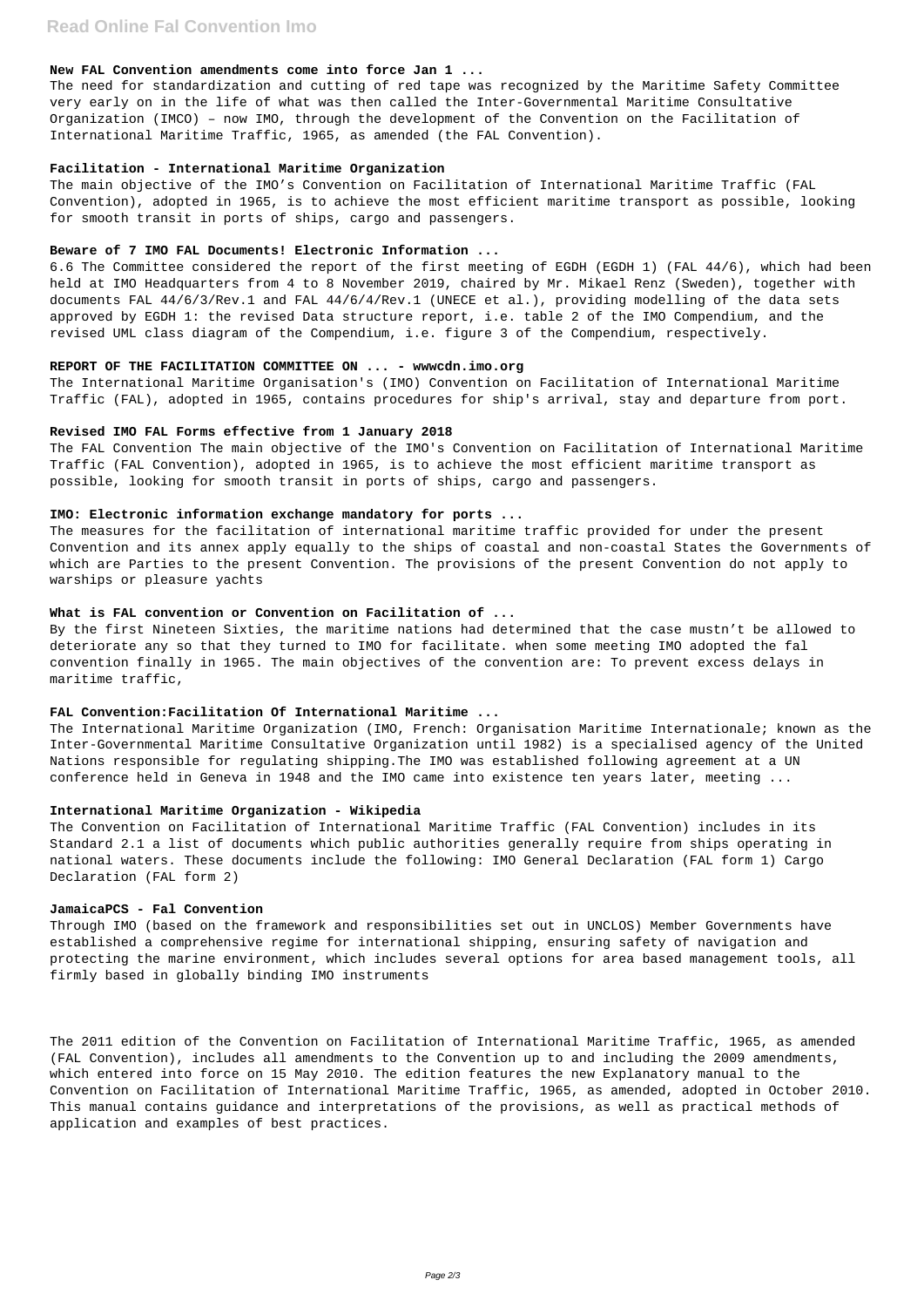### New FAL Convention amendments come into force Jan 1 ...

The need for standardization and cutting of red tape was recognized by the Maritime Safety Committee very early on in the life of what was then called the Inter-Governmental Maritime Consultative Organization (IMCO) – now IMO, through the development of the Convention on the Facilitation of International Maritime Traffic, 1965, as amended (the FAL Convention).

### Facilitation - International Maritime Organization

The main objective of the IMO's Convention on Facilitation of International Maritime Traffic (FAL Convention), adopted in 1965, is to achieve the most efficient maritime transport as possible, looking for smooth transit in ports of ships, cargo and passengers.

### Beware of 7 IMO FAL Documents! Electronic Information ...

6.6 The Committee considered the report of the first meeting of EGDH (EGDH 1) (FAL 44/6), which had been held at IMO Headquarters from 4 to 8 November 2019, chaired by Mr. Mikael Renz (Sweden), together with documents FAL 44/6/3/Rev.1 and FAL 44/6/4/Rev.1 (UNECE et al.), providing modelling of the data sets approved by EGDH 1: the revised Data structure report, i.e. table 2 of the IMO Compendium, and the revised UML class diagram of the Compendium, i.e. figure 3 of the Compendium, respectively.

### REPORT OF THE FACILITATION COMMITTEE ON ... - wwwcdn.imo.org

The International Maritime Organisation's (IMO) Convention on Facilitation of International Maritime Traffic (FAL), adopted in 1965, contains procedures for ship's arrival, stay and departure from port.

### Revised IMO FAL Forms effective from 1 January 2018

The FAL Convention The main objective of the IMO's Convention on Facilitation of International Maritime Traffic (FAL Convention), adopted in 1965, is to achieve the most efficient maritime transport as possible, looking for smooth transit in ports of ships, cargo and passengers.

### IMO: Electronic information exchange mandatory for ports ...

The measures for the facilitation of international maritime traffic provided for under the present Convention and its annex apply equally to the ships of coastal and non-coastal States the Governments of which are Parties to the present Convention. The provisions of the present Convention do not apply to warships or pleasure yachts

### What is FAL convention or Convention on Facilitation of ...

By the first Nineteen Sixties, the maritime nations had determined that the case mustn't be allowed to deteriorate any so that they turned to IMO for facilitate. when some meeting IMO adopted the fal convention finally in 1965. The main objectives of the convention are: To prevent excess delays in maritime traffic,

### FAL Convention:Facilitation Of International Maritime ...

The International Maritime Organization (IMO, French: Organisation Maritime Internationale; known as the Inter-Governmental Maritime Consultative Organization until 1982) is a specialised agency of the United Nations responsible for regulating shipping.The IMO was established following agreement at a UN conference held in Geneva in 1948 and the IMO came into existence ten years later, meeting ...

### International Maritime Organization - Wikipedia

The Convention on Facilitation of International Maritime Traffic (FAL Convention) includes in its Standard 2.1 a list of documents which public authorities generally require from ships operating in national waters. These documents include the following: IMO General Declaration (FAL form 1) Cargo Declaration (FAL form 2)

### JamaicaPCS - Fal Convention

Through IMO (based on the framework and responsibilities set out in UNCLOS) Member Governments have established a comprehensive regime for international shipping, ensuring safety of navigation and protecting the marine environment, which includes several options for area based management tools, all firmly based in globally binding IMO instruments

The 2011 edition of the Convention on Facilitation of International Maritime Traffic, 1965, as amended (FAL Convention), includes all amendments to the Convention up to and including the 2009 amendments, which entered into force on 15 May 2010. The edition features the new Explanatory manual to the Convention on Facilitation of International Maritime Traffic, 1965, as amended, adopted in October 2010. This manual contains guidance and interpretations of the provisions, as well as practical methods of application and examples of best practices.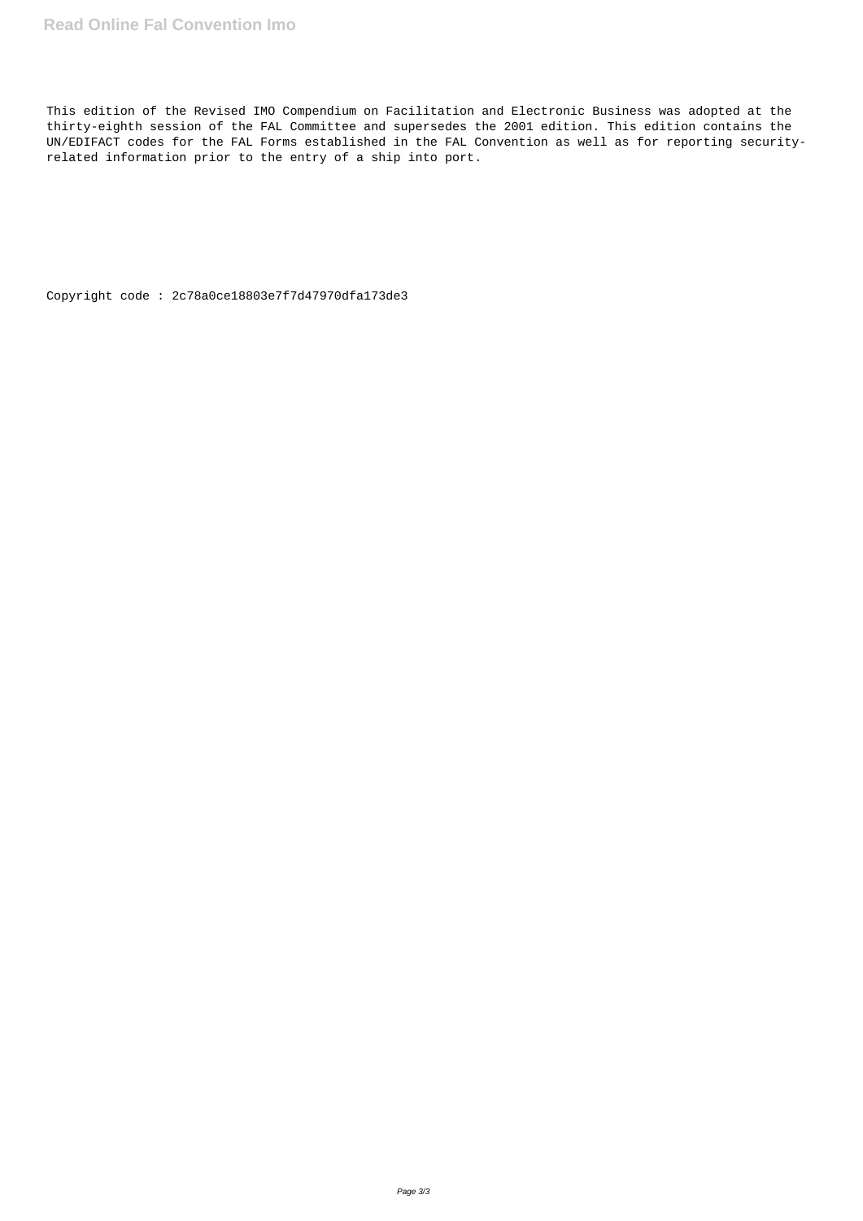This edition of the Revised IMO Compendium on Facilitation and Electronic Business was adopted at the thirty-eighth session of the FAL Committee and supersedes the 2001 edition. This edition contains the UN/EDIFACT codes for the FAL Forms established in the FAL Convention as well as for reporting security-related information prior to the entry of a ship into port.

Copyright code : 2c78a0ce18803e7f7d47970dfa173de3